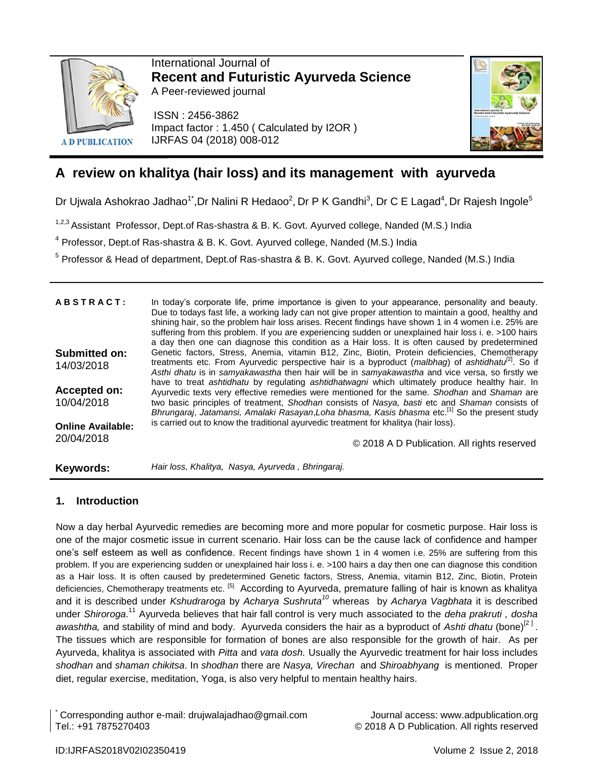International Journal of
**Recent and Futuristic Ayurveda Science**
A Peer-reviewed journal

ISSN : 2456-3862
Impact factor : 1.450 ( Calculated by I2OR )
IJRFAS 04 (2018) 008-012

# A review on khalitya (hair loss) and its management with ayurveda

Dr Ujwala Ashokrao Jadhao[1*], Dr Nalini R Hedaoo[2], Dr P K Gandhi[3], Dr C E Lagad[4], Dr Rajesh Ingole[5]

[1,2,3] Assistant Professor, Dept.of Ras-shastra & B. K. Govt. Ayurved college, Nanded (M.S.) India

[4] Professor, Dept.of Ras-shastra & B. K. Govt. Ayurved college, Nanded (M.S.) India

[5] Professor & Head of department, Dept.of Ras-shastra & B. K. Govt. Ayurved college, Nanded (M.S.) India

**ABSTRACT:** In today's corporate life, prime importance is given to your appearance, personality and beauty. Due to todays fast life, a working lady can not give proper attention to maintain a good, healthy and shining hair, so the problem hair loss arises. Recent findings have shown 1 in 4 women i.e. 25% are suffering from this problem. If you are experiencing sudden or unexplained hair loss i. e. >100 hairs a day then one can diagnose this condition as a Hair loss. It is often caused by predetermined Genetic factors, Stress, Anemia, vitamin B12, Zinc, Biotin, Protein deficiencies, Chemotherapy treatments etc. From Ayurvedic perspective hair is a byproduct (*malbhag*) of *ashtidhatu*[2]. So if *Asthi dhatu* is in *samyakawastha* then hair will be in *samyakawastha* and vice versa, so firstly we have to treat *ashtidhatu* by regulating *ashtidhatwagni* which ultimately produce healthy hair. In Ayurvedic texts very effective remedies were mentioned for the same. *Shodhan* and *Shaman* are two basic principles of treatment, *Shodhan* consists of *Nasya, basti* etc and *Shaman* consists of *Bhrungaraj*, *Jatamansi, Amalaki Rasayan*,*Loha bhasma, Kasis bhasma* etc.[1] So the present study is carried out to know the traditional ayurvedic treatment for khalitya (hair loss).

**Submitted on:** 14/03/2018

**Accepted on:** 10/04/2018

**Online Available:** 20/04/2018

© 2018 A D Publication. All rights reserved

**Keywords:** *Hair loss, Khalitya, Nasya, Ayurveda , Bhringaraj.*

## 1. Introduction

Now a day herbal Ayurvedic remedies are becoming more and more popular for cosmetic purpose. Hair loss is one of the major cosmetic issue in current scenario. Hair loss can be the cause lack of confidence and hamper one's self esteem as well as confidence. Recent findings have shown 1 in 4 women i.e. 25% are suffering from this problem. If you are experiencing sudden or unexplained hair loss i. e. >100 hairs a day then one can diagnose this condition as a Hair loss. It is often caused by predetermined Genetic factors, Stress, Anemia, vitamin B12, Zinc, Biotin, Protein deficiencies, Chemotherapy treatments etc. [5] According to Ayurveda, premature falling of hair is known as khalitya and it is described under *Kshudraroga* by *Acharya Sushruta*[10] whereas by *Acharya Vagbhata* it is described under *Shiroroga*.[11] Ayurveda believes that hair fall control is very much associated to the *deha prakruti , dosha awashtha,* and stability of mind and body. Ayurveda considers the hair as a byproduct of *Ashti dhatu* (bone)[2]. The tissues which are responsible for formation of bones are also responsible for the growth of hair. As per Ayurveda, khalitya is associated with *Pitta* and *vata dosh.* Usually the Ayurvedic treatment for hair loss includes *shodhan* and *shaman chikitsa*. In *shodhan* there are *Nasya, Virechan* and *Shiroabhyang* is mentioned. Proper diet, regular exercise, meditation, Yoga, is also very helpful to mentain healthy hairs.

* Corresponding author e-mail: drujwalajadhao@gmail.com
Tel.: +91 7875270403

Journal access: www.adpublication.org
© 2018 A D Publication. All rights reserved

ID:IJRFAS2018V02I02350419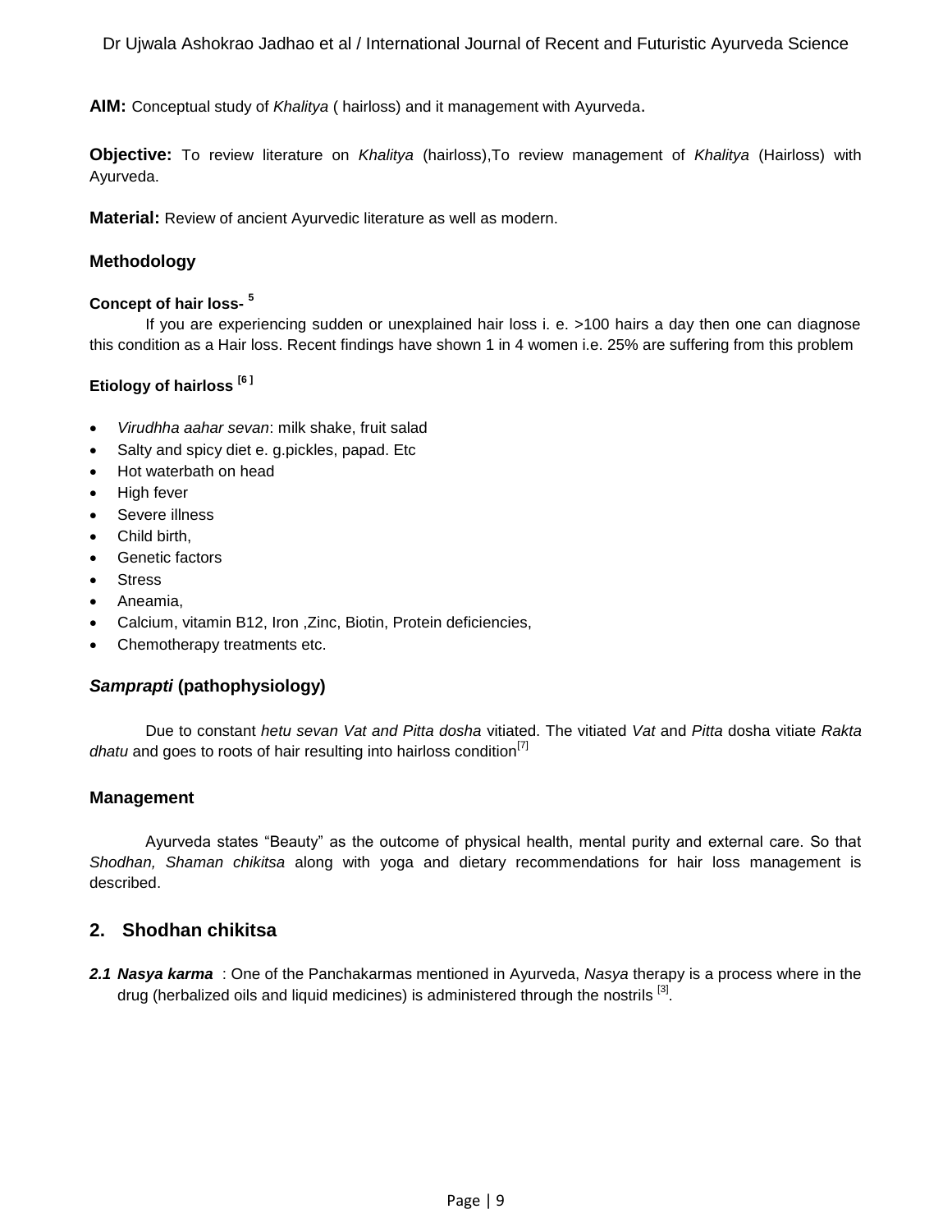**AIM:** Conceptual study of *Khalitya* ( hairloss) and it management with Ayurveda.

**Objective:** To review literature on *Khalitya* (hairloss),To review management of *Khalitya* (Hairloss) with Ayurveda.

**Material:** Review of ancient Ayurvedic literature as well as modern.

### Methodology

#### Concept of hair loss- [5]

If you are experiencing sudden or unexplained hair loss i. e. >100 hairs a day then one can diagnose this condition as a Hair loss. Recent findings have shown 1 in 4 women i.e. 25% are suffering from this problem

#### Etiology of hairloss [6]

- *Virudhha aahar sevan*: milk shake, fruit salad
- Salty and spicy diet e. g.pickles, papad. Etc
- Hot waterbath on head
- High fever
- Severe illness
- Child birth,
- Genetic factors
- Stress
- Aneamia,
- Calcium, vitamin B12, Iron ,Zinc, Biotin, Protein deficiencies,
- Chemotherapy treatments etc.

### *Samprapti* (pathophysiology)

Due to constant *hetu sevan Vat and Pitta dosha* vitiated. The vitiated *Vat* and *Pitta* dosha vitiate *Rakta dhatu* and goes to roots of hair resulting into hairloss condition[7]

### Management

Ayurveda states "Beauty" as the outcome of physical health, mental purity and external care. So that *Shodhan, Shaman chikitsa* along with yoga and dietary recommendations for hair loss management is described.

## 2. Shodhan chikitsa

***2.1 Nasya karma*** : One of the Panchakarmas mentioned in Ayurveda, *Nasya* therapy is a process where in the drug (herbalized oils and liquid medicines) is administered through the nostrils [3].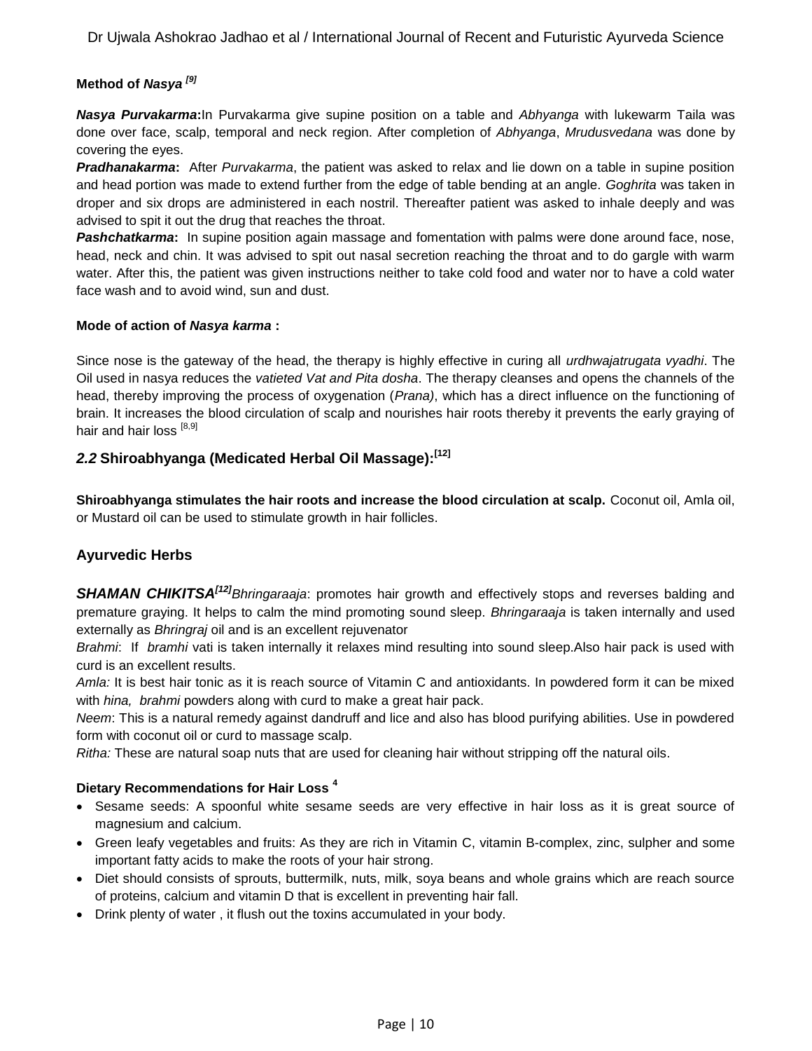**Method of *Nasya*** [9]

***Nasya Purvakarma*:** In Purvakarma give supine position on a table and *Abhyanga* with lukewarm Taila was done over face, scalp, temporal and neck region. After completion of *Abhyanga*, *Mrudusvedana* was done by covering the eyes.

***Pradhanakarma*:** After *Purvakarma*, the patient was asked to relax and lie down on a table in supine position and head portion was made to extend further from the edge of table bending at an angle. *Goghrita* was taken in droper and six drops are administered in each nostril. Thereafter patient was asked to inhale deeply and was advised to spit it out the drug that reaches the throat.

***Pashchatkarma*:** In supine position again massage and fomentation with palms were done around face, nose, head, neck and chin. It was advised to spit out nasal secretion reaching the throat and to do gargle with warm water. After this, the patient was given instructions neither to take cold food and water nor to have a cold water face wash and to avoid wind, sun and dust.

**Mode of action of *Nasya karma* :**

Since nose is the gateway of the head, the therapy is highly effective in curing all *urdhwajatrugata vyadhi*. The Oil used in nasya reduces the *vatieted Vat and Pita dosha*. The therapy cleanses and opens the channels of the head, thereby improving the process of oxygenation (*Prana)*, which has a direct influence on the functioning of brain. It increases the blood circulation of scalp and nourishes hair roots thereby it prevents the early graying of hair and hair loss [8,9]

## *2.2* Shiroabhyanga (Medicated Herbal Oil Massage):[12]

**Shiroabhyanga stimulates the hair roots and increase the blood circulation at scalp.** Coconut oil, Amla oil, or Mustard oil can be used to stimulate growth in hair follicles.

## Ayurvedic Herbs

***SHAMAN CHIKITSA***[12] *Bhringaraaja*: promotes hair growth and effectively stops and reverses balding and premature graying. It helps to calm the mind promoting sound sleep. *Bhringaraaja* is taken internally and used externally as *Bhringraj* oil and is an excellent rejuvenator

*Brahmi*: If *bramhi* vati is taken internally it relaxes mind resulting into sound sleep.Also hair pack is used with curd is an excellent results.

*Amla:* It is best hair tonic as it is reach source of Vitamin C and antioxidants. In powdered form it can be mixed with *hina, brahmi* powders along with curd to make a great hair pack.

*Neem*: This is a natural remedy against dandruff and lice and also has blood purifying abilities. Use in powdered form with coconut oil or curd to massage scalp.

*Ritha:* These are natural soap nuts that are used for cleaning hair without stripping off the natural oils.

**Dietary Recommendations for Hair Loss** [4]

- Sesame seeds: A spoonful white sesame seeds are very effective in hair loss as it is great source of magnesium and calcium.
- Green leafy vegetables and fruits: As they are rich in Vitamin C, vitamin B-complex, zinc, sulpher and some important fatty acids to make the roots of your hair strong.
- Diet should consists of sprouts, buttermilk, nuts, milk, soya beans and whole grains which are reach source of proteins, calcium and vitamin D that is excellent in preventing hair fall.
- Drink plenty of water , it flush out the toxins accumulated in your body.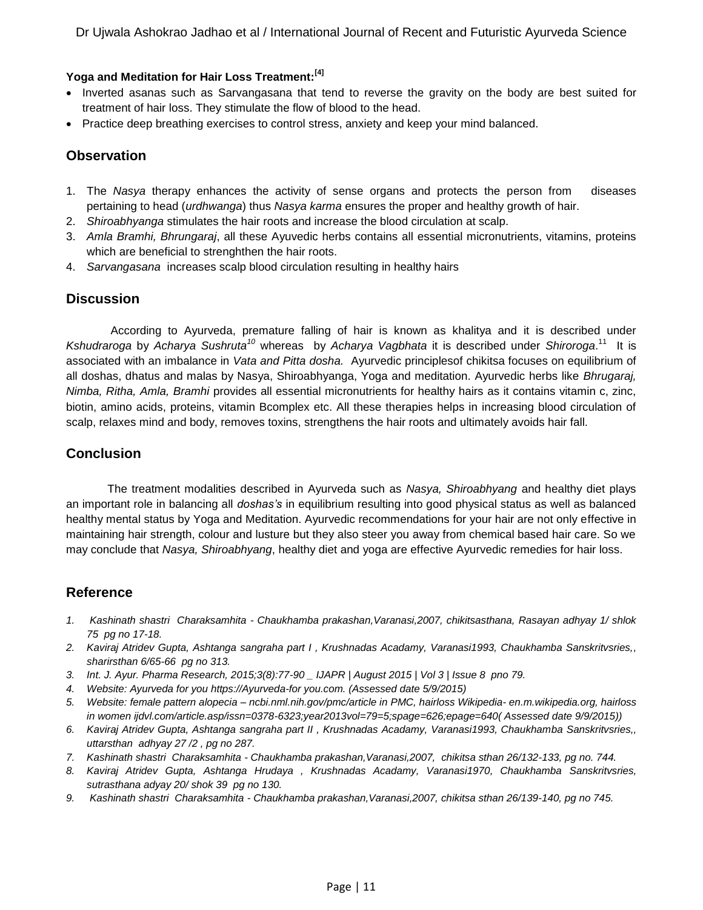**Yoga and Meditation for Hair Loss Treatment:[4]**

- Inverted asanas such as Sarvangasana that tend to reverse the gravity on the body are best suited for treatment of hair loss. They stimulate the flow of blood to the head.
- Practice deep breathing exercises to control stress, anxiety and keep your mind balanced.

## Observation

1. The *Nasya* therapy enhances the activity of sense organs and protects the person from diseases pertaining to head (*urdhwanga*) thus *Nasya karma* ensures the proper and healthy growth of hair.
2. *Shiroabhyanga* stimulates the hair roots and increase the blood circulation at scalp.
3. *Amla Bramhi, Bhrungaraj*, all these Ayuvedic herbs contains all essential micronutrients, vitamins, proteins which are beneficial to strenghthen the hair roots.
4. *Sarvangasana* increases scalp blood circulation resulting in healthy hairs

## Discussion

According to Ayurveda, premature falling of hair is known as khalitya and it is described under *Kshudraroga* by *Acharya Sushruta*[10] whereas by *Acharya Vagbhata* it is described under *Shiroroga*.[11] It is associated with an imbalance in *Vata and Pitta dosha.* Ayurvedic principlesof chikitsa focuses on equilibrium of all doshas, dhatus and malas by Nasya, Shiroabhyanga, Yoga and meditation. Ayurvedic herbs like *Bhrugaraj, Nimba, Ritha, Amla, Bramhi* provides all essential micronutrients for healthy hairs as it contains vitamin c, zinc, biotin, amino acids, proteins, vitamin Bcomplex etc. All these therapies helps in increasing blood circulation of scalp, relaxes mind and body, removes toxins, strengthens the hair roots and ultimately avoids hair fall.

## Conclusion

The treatment modalities described in Ayurveda such as *Nasya, Shiroabhyang* and healthy diet plays an important role in balancing all *doshas's* in equilibrium resulting into good physical status as well as balanced healthy mental status by Yoga and Meditation. Ayurvedic recommendations for your hair are not only effective in maintaining hair strength, colour and lusture but they also steer you away from chemical based hair care. So we may conclude that *Nasya, Shiroabhyang*, healthy diet and yoga are effective Ayurvedic remedies for hair loss.

## Reference

1. *Kashinath shastri Charaksamhita - Chaukhamba prakashan,Varanasi,2007, chikitsasthana, Rasayan adhyay 1/ shlok 75 pg no 17-18.*
2. *Kaviraj Atridev Gupta, Ashtanga sangraha part I , Krushnadas Acadamy, Varanasi1993, Chaukhamba Sanskritvsries,, sharirsthan 6/65-66 pg no 313.*
3. *Int. J. Ayur. Pharma Research, 2015;3(8):77-90 _ IJAPR | August 2015 | Vol 3 | Issue 8 pno 79.*
4. *Website: Ayurveda for you https://Ayurveda-for you.com. (Assessed date 5/9/2015)*
5. *Website: female pattern alopecia – ncbi.nml.nih.gov/pmc/article in PMC, hairloss Wikipedia- en.m.wikipedia.org, hairloss in women ijdvl.com/article.asp/issn=0378-6323;year2013vol=79=5;spage=626;epage=640( Assessed date 9/9/2015))*
6. *Kaviraj Atridev Gupta, Ashtanga sangraha part II , Krushnadas Acadamy, Varanasi1993, Chaukhamba Sanskritvsries,, uttarsthan adhyay 27 /2 , pg no 287.*
7. *Kashinath shastri Charaksamhita - Chaukhamba prakashan,Varanasi,2007, chikitsa sthan 26/132-133, pg no. 744.*
8. *Kaviraj Atridev Gupta, Ashtanga Hrudaya , Krushnadas Acadamy, Varanasi1970, Chaukhamba Sanskritvsries, sutrasthana adyay 20/ shok 39 pg no 130.*
9. *Kashinath shastri Charaksamhita - Chaukhamba prakashan,Varanasi,2007, chikitsa sthan 26/139-140, pg no 745.*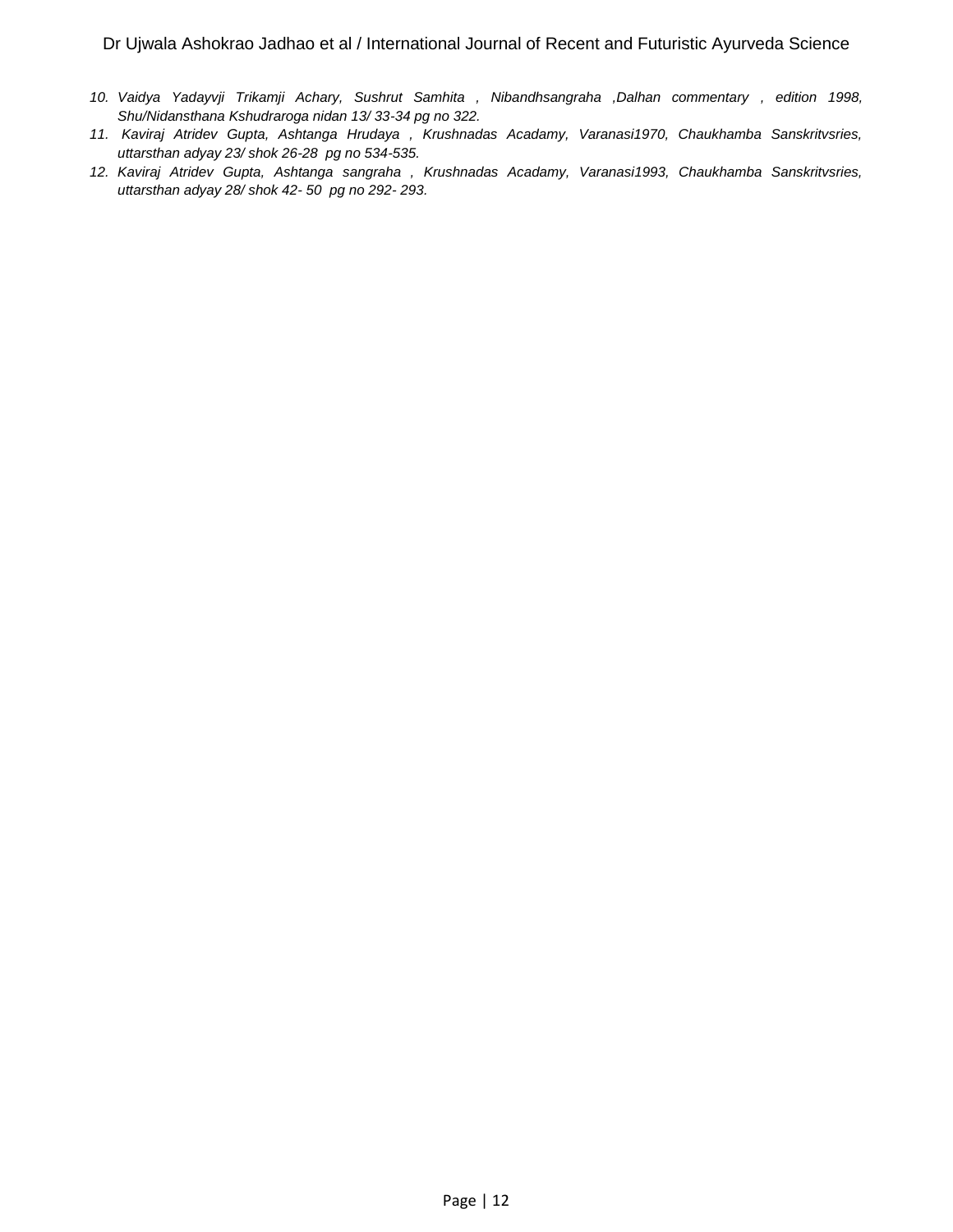10. *Vaidya Yadayvji Trikamji Achary, Sushrut Samhita , Nibandhsangraha ,Dalhan commentary , edition 1998, Shu/Nidansthana Kshudraroga nidan 13/ 33-34 pg no 322.*
11. *Kaviraj Atridev Gupta, Ashtanga Hrudaya , Krushnadas Acadamy, Varanasi1970, Chaukhamba Sanskritvsries, uttarsthan adyay 23/ shok 26-28 pg no 534-535.*
12. *Kaviraj Atridev Gupta, Ashtanga sangraha , Krushnadas Acadamy, Varanasi1993, Chaukhamba Sanskritvsries, uttarsthan adyay 28/ shok 42- 50 pg no 292- 293.*